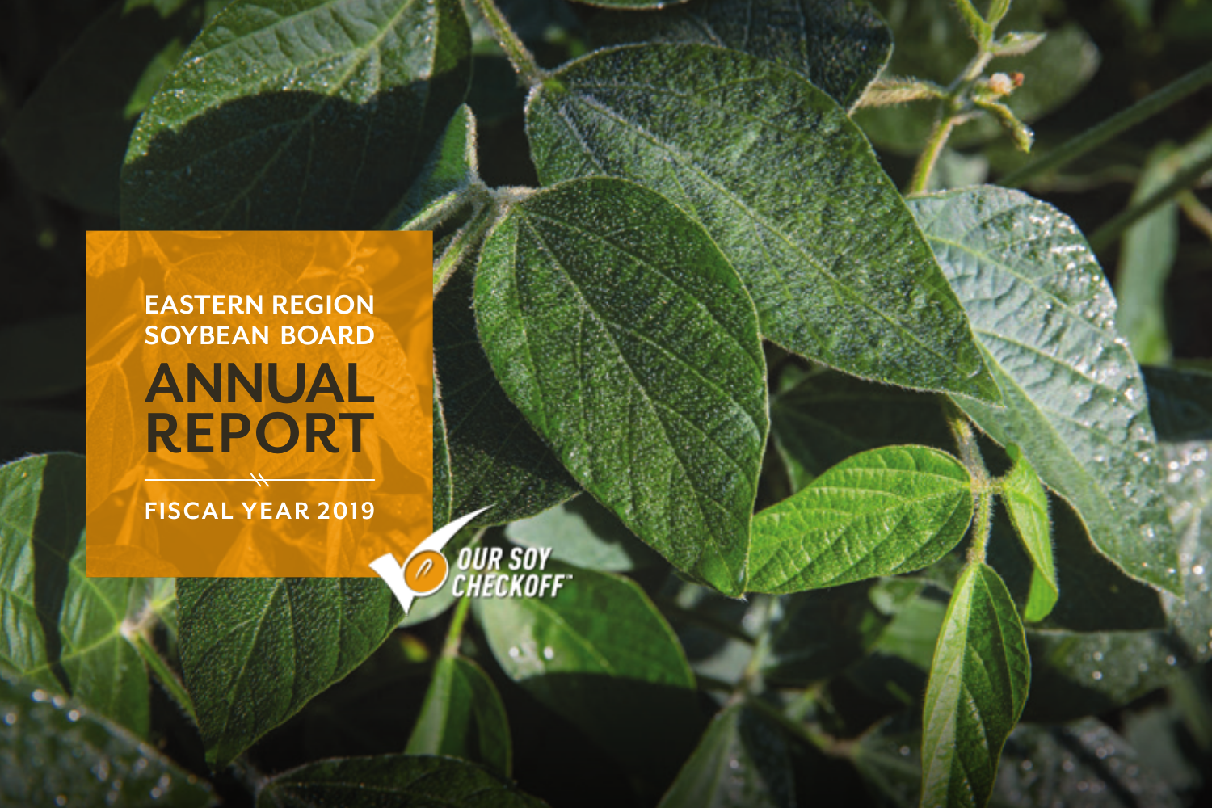# EASTERN REGION SOYBEAN BOARD

# ANNUAL REPORT

FISCAL YEAR 2019

OUR SOY CHECKOFF™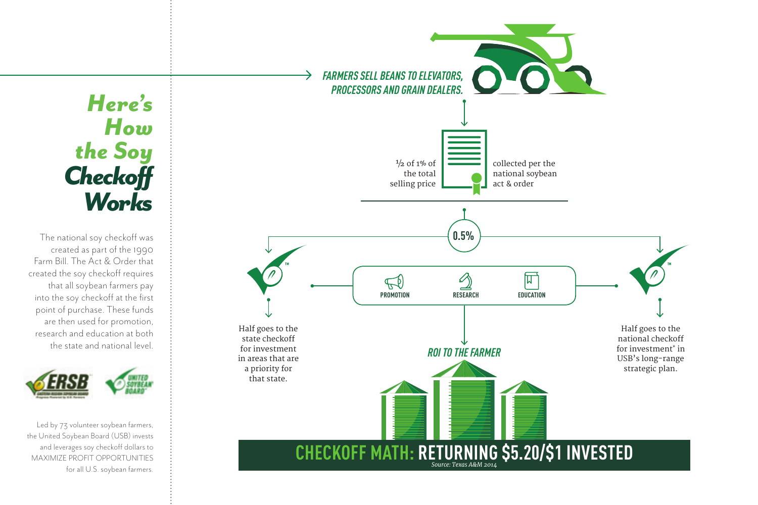# Here's How the Soy Checkoff Works

The national soy checkoff was created as part of the 1990 Farm Bill. The Act & Order that created the soy checkoff requires that all soybean farmers pay into the soy checkoff at the first point of purchase. These funds are then used for promotion, research and education at both the state and national level.

Led by 73 volunteer soybean farmers, the United Soybean Board (USB) invests and leverages soy checkoff dollars to MAXIMIZE PROFIT OPPORTUNITIES for all U.S. soybean farmers.

***FARMERS SELL BEANS TO ELEVATORS, PROCESSORS AND GRAIN DEALERS.***

½ of 1% of the total selling price collected per the national soybean act & order

**0.5%**

Half goes to the state checkoff for investment in areas that are a priority for that state.

**PROMOTION** | **RESEARCH** | **EDUCATION**

Half goes to the national checkoff for investment* in USB's long-range strategic plan.

***ROI TO THE FARMER***

## CHECKOFF MATH: RETURNING $5.20/$1 INVESTED

*Source: Texas A&M 2014*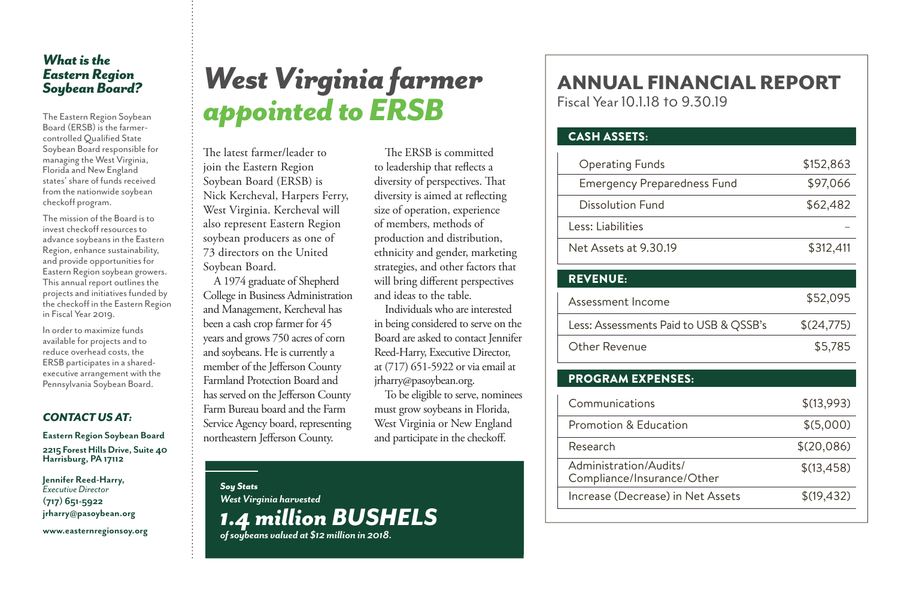### *What is the Eastern Region Soybean Board?*

The Eastern Region Soybean Board (ERSB) is the farmer-controlled Qualified State Soybean Board responsible for managing the West Virginia, Florida and New England states' share of funds received from the nationwide soybean checkoff program.

The mission of the Board is to invest checkoff resources to advance soybeans in the Eastern Region, enhance sustainability, and provide opportunities for Eastern Region soybean growers. This annual report outlines the projects and initiatives funded by the checkoff in the Eastern Region in Fiscal Year 2019.

In order to maximize funds available for projects and to reduce overhead costs, the ERSB participates in a shared-executive arrangement with the Pennsylvania Soybean Board.

### *CONTACT US AT:*

**Eastern Region Soybean Board**

**2215 Forest Hills Drive, Suite 40**
**Harrisburg, PA 17112**

**Jennifer Reed-Harry,**
*Executive Director*
**(717) 651-5922**
**jrharry@pasoybean.org**

**www.easternregionsoy.org**

# *West Virginia farmer appointed to ERSB*

The latest farmer/leader to join the Eastern Region Soybean Board (ERSB) is Nick Kercheval, Harpers Ferry, West Virginia. Kercheval will also represent Eastern Region soybean producers as one of 73 directors on the United Soybean Board.

A 1974 graduate of Shepherd College in Business Administration and Management, Kercheval has been a cash crop farmer for 45 years and grows 750 acres of corn and soybeans. He is currently a member of the Jefferson County Farmland Protection Board and has served on the Jefferson County Farm Bureau board and the Farm Service Agency board, representing northeastern Jefferson County.

The ERSB is committed to leadership that reflects a diversity of perspectives. That diversity is aimed at reflecting size of operation, experience of members, methods of production and distribution, ethnicity and gender, marketing strategies, and other factors that will bring different perspectives and ideas to the table.

Individuals who are interested in being considered to serve on the Board are asked to contact Jennifer Reed-Harry, Executive Director, at (717) 651-5922 or via email at jrharry@pasoybean.org.

To be eligible to serve, nominees must grow soybeans in Florida, West Virginia or New England and participate in the checkoff.

***Soy Stats***
***West Virginia harvested***
## ***1.4 million BUSHELS***
***of soybeans valued at $12 million in 2018.***

# ANNUAL FINANCIAL REPORT

Fiscal Year 10.1.18 to 9.30.19

| **CASH ASSETS:** | |
|---|---|
| Operating Funds | $152,863 |
| Emergency Preparedness Fund | $97,066 |
| Dissolution Fund | $62,482 |
| Less: Liabilities | – |
| Net Assets at 9.30.19 | $312,411 |

| **REVENUE:** | |
|---|---|
| Assessment Income | $52,095 |
| Less: Assessments Paid to USB & QSSB's | $(24,775) |
| Other Revenue | $5,785 |

| **PROGRAM EXPENSES:** | |
|---|---|
| Communications | $(13,993) |
| Promotion & Education | $(5,000) |
| Research | $(20,086) |
| Administration/Audits/ Compliance/Insurance/Other | $(13,458) |
| Increase (Decrease) in Net Assets | $(19,432) |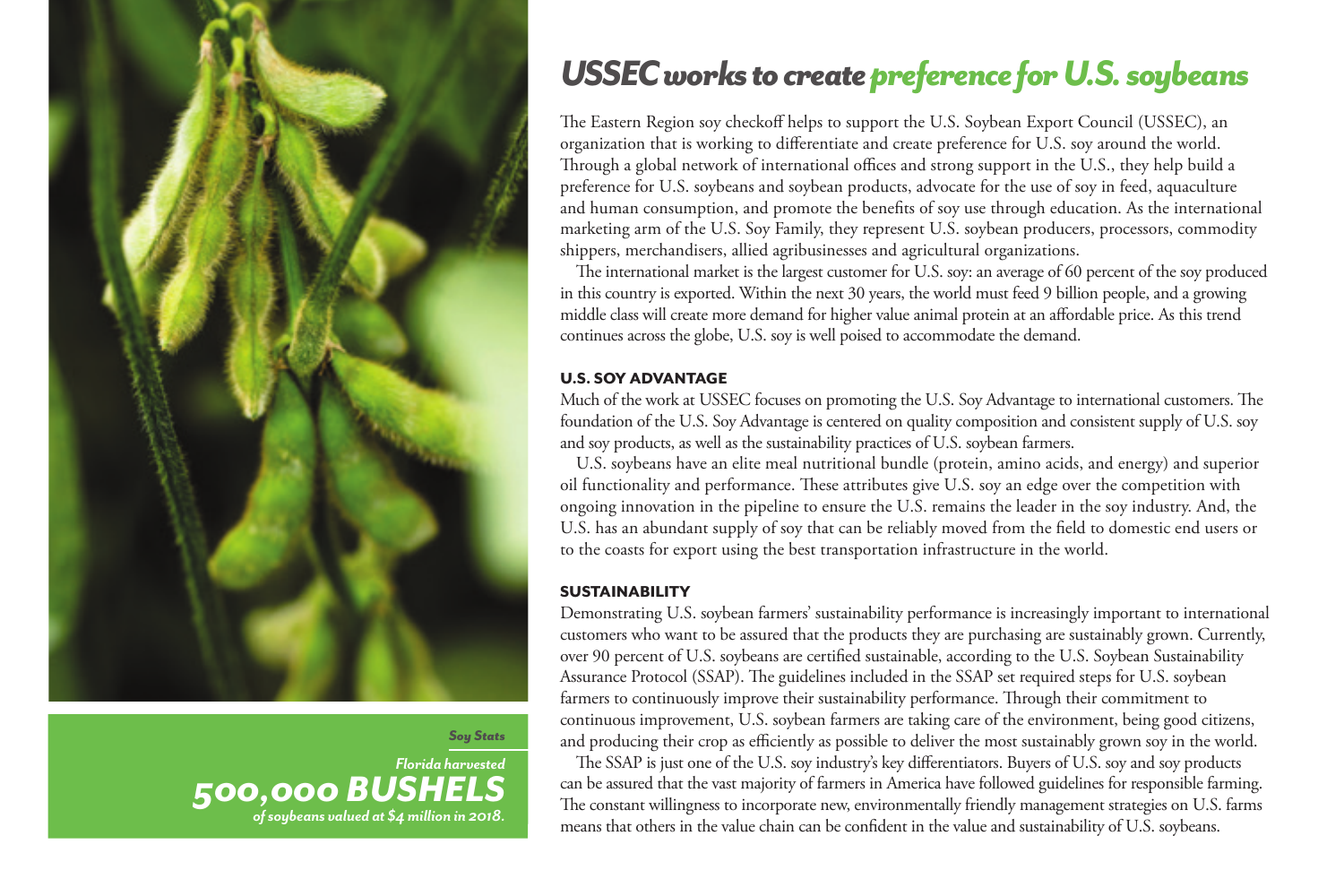# USSEC works to create preference for U.S. soybeans

The Eastern Region soy checkoff helps to support the U.S. Soybean Export Council (USSEC), an organization that is working to differentiate and create preference for U.S. soy around the world. Through a global network of international offices and strong support in the U.S., they help build a preference for U.S. soybeans and soybean products, advocate for the use of soy in feed, aquaculture and human consumption, and promote the benefits of soy use through education. As the international marketing arm of the U.S. Soy Family, they represent U.S. soybean producers, processors, commodity shippers, merchandisers, allied agribusinesses and agricultural organizations.

The international market is the largest customer for U.S. soy: an average of 60 percent of the soy produced in this country is exported. Within the next 30 years, the world must feed 9 billion people, and a growing middle class will create more demand for higher value animal protein at an affordable price. As this trend continues across the globe, U.S. soy is well poised to accommodate the demand.

## U.S. SOY ADVANTAGE

Much of the work at USSEC focuses on promoting the U.S. Soy Advantage to international customers. The foundation of the U.S. Soy Advantage is centered on quality composition and consistent supply of U.S. soy and soy products, as well as the sustainability practices of U.S. soybean farmers.

U.S. soybeans have an elite meal nutritional bundle (protein, amino acids, and energy) and superior oil functionality and performance. These attributes give U.S. soy an edge over the competition with ongoing innovation in the pipeline to ensure the U.S. remains the leader in the soy industry. And, the U.S. has an abundant supply of soy that can be reliably moved from the field to domestic end users or to the coasts for export using the best transportation infrastructure in the world.

## SUSTAINABILITY

Demonstrating U.S. soybean farmers' sustainability performance is increasingly important to international customers who want to be assured that the products they are purchasing are sustainably grown. Currently, over 90 percent of U.S. soybeans are certified sustainable, according to the U.S. Soybean Sustainability Assurance Protocol (SSAP). The guidelines included in the SSAP set required steps for U.S. soybean farmers to continuously improve their sustainability performance. Through their commitment to continuous improvement, U.S. soybean farmers are taking care of the environment, being good citizens, and producing their crop as efficiently as possible to deliver the most sustainably grown soy in the world.

The SSAP is just one of the U.S. soy industry's key differentiators. Buyers of U.S. soy and soy products can be assured that the vast majority of farmers in America have followed guidelines for responsible farming. The constant willingness to incorporate new, environmentally friendly management strategies on U.S. farms means that others in the value chain can be confident in the value and sustainability of U.S. soybeans.

*Soy Stats*

*Florida harvested*
**500,000 BUSHELS**
*of soybeans valued at $4 million in 2018.*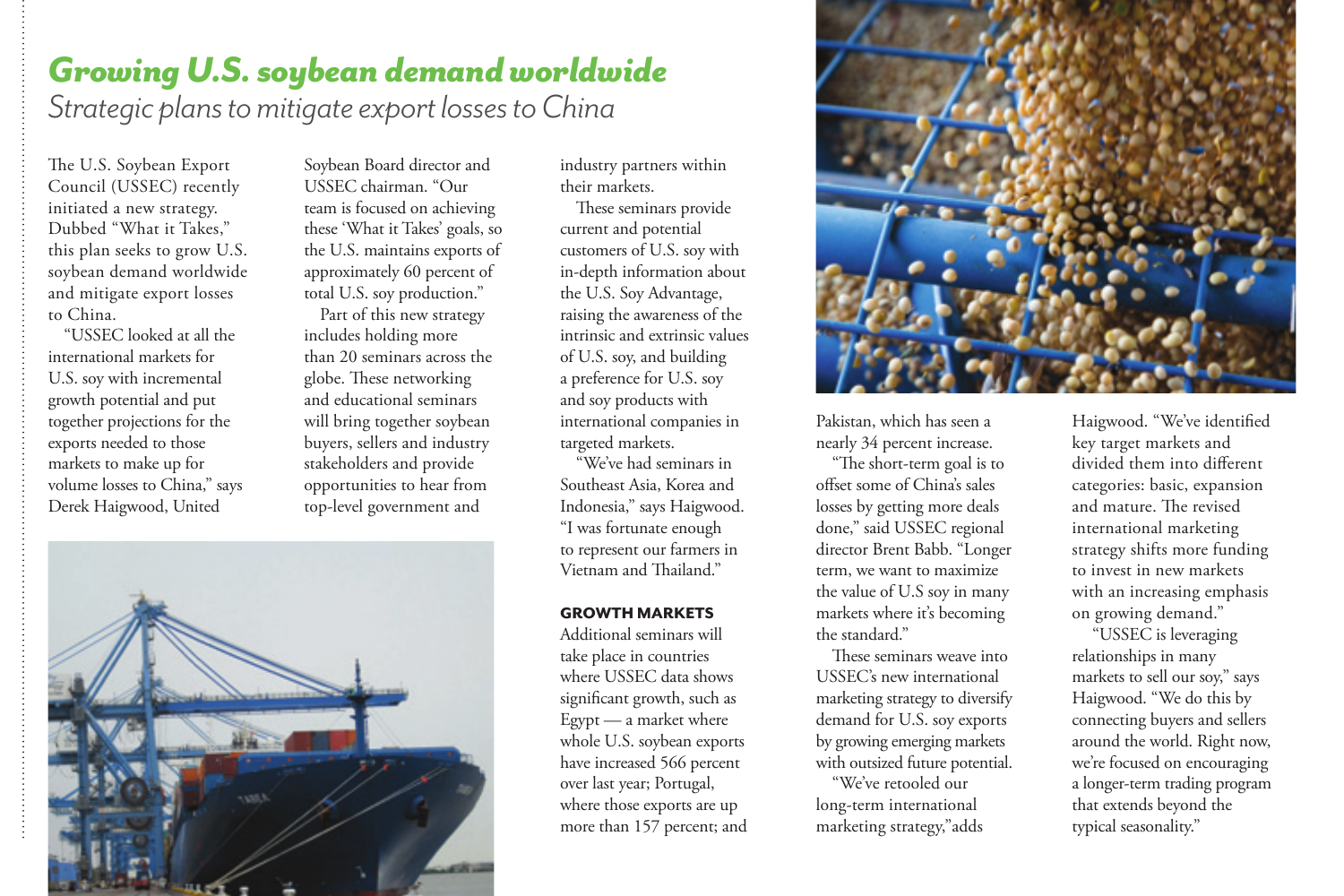# *Growing U.S. soybean demand worldwide*

## *Strategic plans to mitigate export losses to China*

The U.S. Soybean Export Council (USSEC) recently initiated a new strategy. Dubbed "What it Takes," this plan seeks to grow U.S. soybean demand worldwide and mitigate export losses to China.

"USSEC looked at all the international markets for U.S. soy with incremental growth potential and put together projections for the exports needed to those markets to make up for volume losses to China," says Derek Haigwood, United Soybean Board director and USSEC chairman. "Our team is focused on achieving these 'What it Takes' goals, so the U.S. maintains exports of approximately 60 percent of total U.S. soy production."

Part of this new strategy includes holding more than 20 seminars across the globe. These networking and educational seminars will bring together soybean buyers, sellers and industry stakeholders and provide opportunities to hear from top-level government and industry partners within their markets.

These seminars provide current and potential customers of U.S. soy with in-depth information about the U.S. Soy Advantage, raising the awareness of the intrinsic and extrinsic values of U.S. soy, and building a preference for U.S. soy and soy products with international companies in targeted markets.

"We've had seminars in Southeast Asia, Korea and Indonesia," says Haigwood. "I was fortunate enough to represent our farmers in Vietnam and Thailand."

### GROWTH MARKETS

Additional seminars will take place in countries where USSEC data shows significant growth, such as Egypt — a market where whole U.S. soybean exports have increased 566 percent over last year; Portugal, where those exports are up more than 157 percent; and Pakistan, which has seen a nearly 34 percent increase.

"The short-term goal is to offset some of China's sales losses by getting more deals done," said USSEC regional director Brent Babb. "Longer term, we want to maximize the value of U.S soy in many markets where it's becoming the standard."

These seminars weave into USSEC's new international marketing strategy to diversify demand for U.S. soy exports by growing emerging markets with outsized future potential.

"We've retooled our long-term international marketing strategy,"adds Haigwood. "We've identified key target markets and divided them into different categories: basic, expansion and mature. The revised international marketing strategy shifts more funding to invest in new markets with an increasing emphasis on growing demand."

"USSEC is leveraging relationships in many markets to sell our soy," says Haigwood. "We do this by connecting buyers and sellers around the world. Right now, we're focused on encouraging a longer-term trading program that extends beyond the typical seasonality."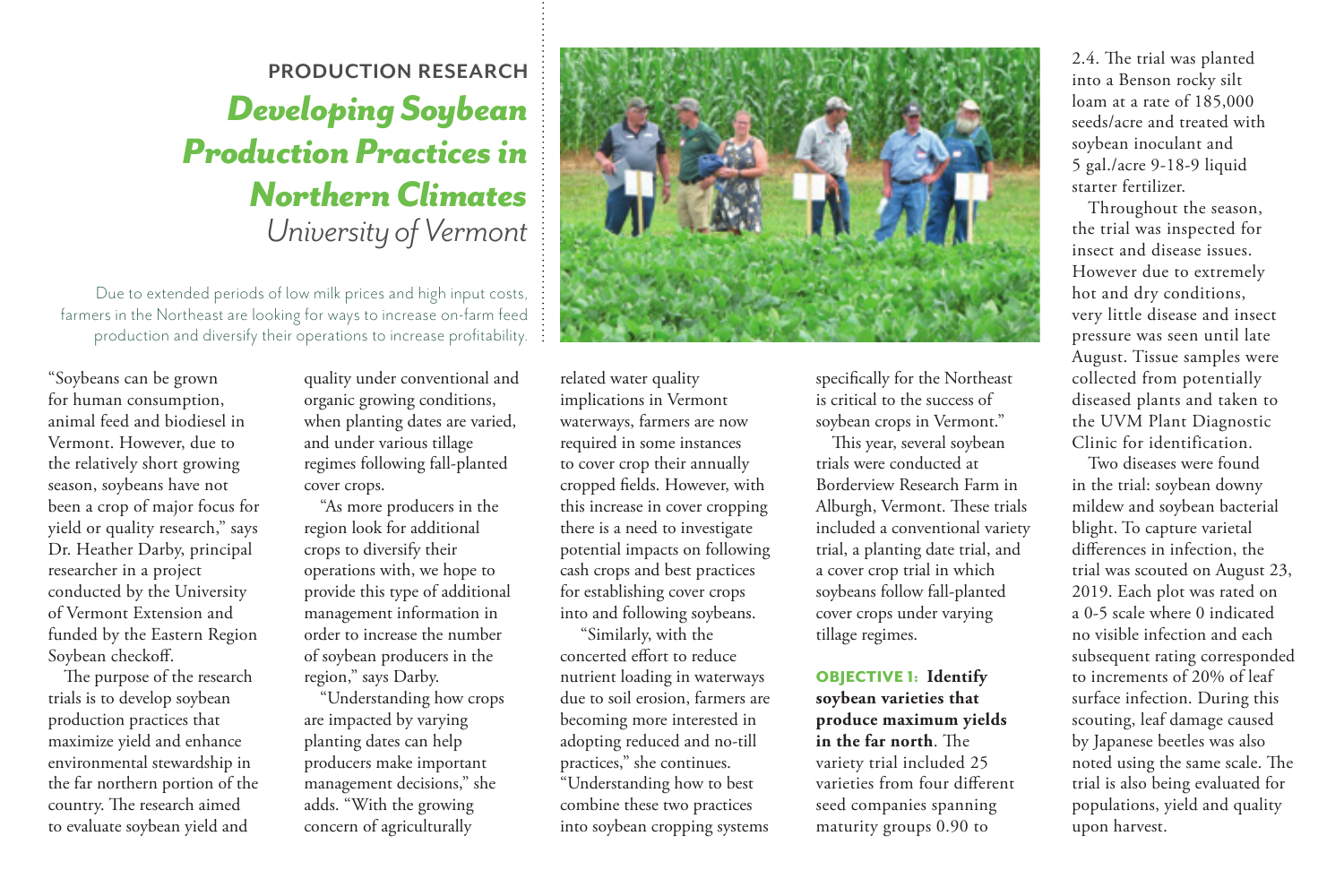**PRODUCTION RESEARCH**

# *Developing Soybean Production Practices in Northern Climates*

*University of Vermont*

Due to extended periods of low milk prices and high input costs, farmers in the Northeast are looking for ways to increase on-farm feed production and diversify their operations to increase profitability.

"Soybeans can be grown for human consumption, animal feed and biodiesel in Vermont. However, due to the relatively short growing season, soybeans have not been a crop of major focus for yield or quality research," says Dr. Heather Darby, principal researcher in a project conducted by the University of Vermont Extension and funded by the Eastern Region Soybean checkoff.

The purpose of the research trials is to develop soybean production practices that maximize yield and enhance environmental stewardship in the far northern portion of the country. The research aimed to evaluate soybean yield and quality under conventional and organic growing conditions, when planting dates are varied, and under various tillage regimes following fall-planted cover crops.

"As more producers in the region look for additional crops to diversify their operations with, we hope to provide this type of additional management information in order to increase the number of soybean producers in the region," says Darby.

"Understanding how crops are impacted by varying planting dates can help producers make important management decisions," she adds. "With the growing concern of agriculturally related water quality implications in Vermont waterways, farmers are now required in some instances to cover crop their annually cropped fields. However, with this increase in cover cropping there is a need to investigate potential impacts on following cash crops and best practices for establishing cover crops into and following soybeans.

"Similarly, with the concerted effort to reduce nutrient loading in waterways due to soil erosion, farmers are becoming more interested in adopting reduced and no-till practices," she continues. "Understanding how to best combine these two practices into soybean cropping systems specifically for the Northeast is critical to the success of soybean crops in Vermont."

This year, several soybean trials were conducted at Borderview Research Farm in Alburgh, Vermont. These trials included a conventional variety trial, a planting date trial, and a cover crop trial in which soybeans follow fall-planted cover crops under varying tillage regimes.

**OBJECTIVE 1: Identify soybean varieties that produce maximum yields in the far north**. The variety trial included 25 varieties from four different seed companies spanning maturity groups 0.90 to 2.4. The trial was planted into a Benson rocky silt loam at a rate of 185,000 seeds/acre and treated with soybean inoculant and 5 gal./acre 9-18-9 liquid starter fertilizer.

Throughout the season, the trial was inspected for insect and disease issues. However due to extremely hot and dry conditions, very little disease and insect pressure was seen until late August. Tissue samples were collected from potentially diseased plants and taken to the UVM Plant Diagnostic Clinic for identification.

Two diseases were found in the trial: soybean downy mildew and soybean bacterial blight. To capture varietal differences in infection, the trial was scouted on August 23, 2019. Each plot was rated on a 0-5 scale where 0 indicated no visible infection and each subsequent rating corresponded to increments of 20% of leaf surface infection. During this scouting, leaf damage caused by Japanese beetles was also noted using the same scale. The trial is also being evaluated for populations, yield and quality upon harvest.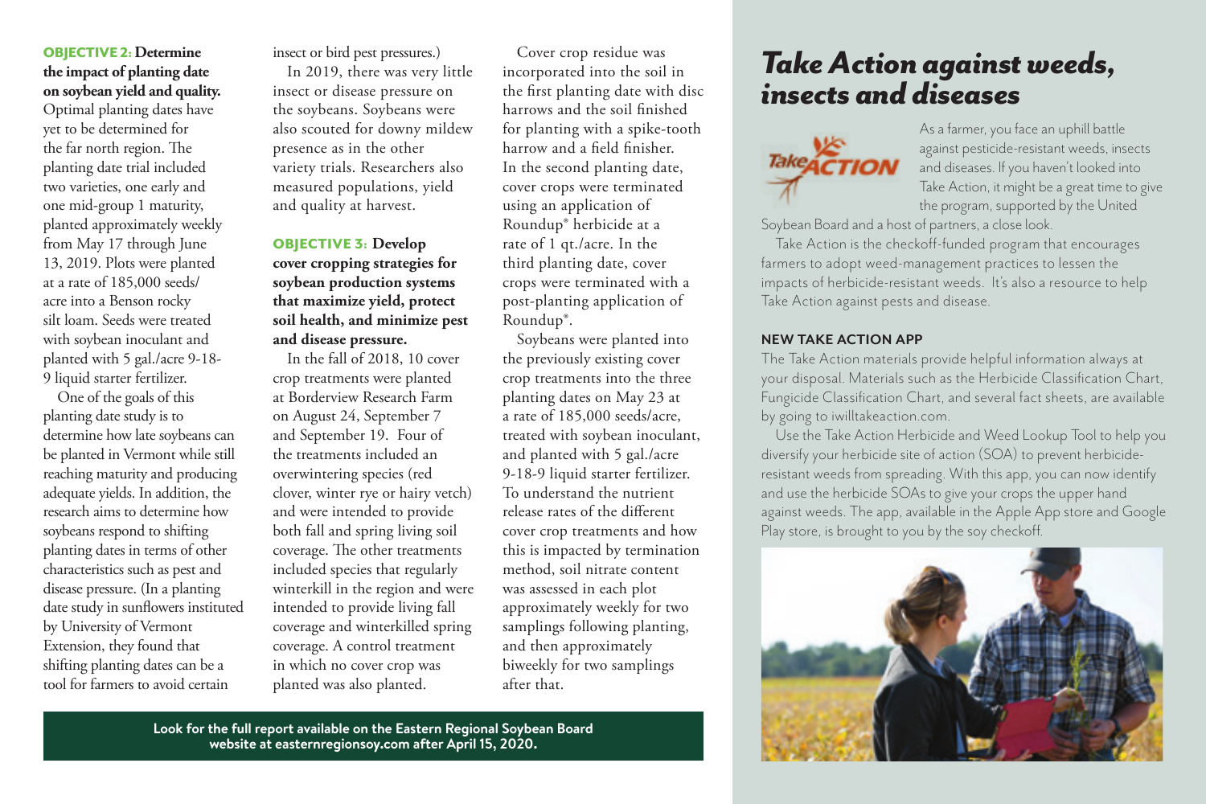**OBJECTIVE 2: Determine the impact of planting date on soybean yield and quality.** Optimal planting dates have yet to be determined for the far north region. The planting date trial included two varieties, one early and one mid-group 1 maturity, planted approximately weekly from May 17 through June 13, 2019. Plots were planted at a rate of 185,000 seeds/acre into a Benson rocky silt loam. Seeds were treated with soybean inoculant and planted with 5 gal./acre 9-18-9 liquid starter fertilizer.

One of the goals of this planting date study is to determine how late soybeans can be planted in Vermont while still reaching maturity and producing adequate yields. In addition, the research aims to determine how soybeans respond to shifting planting dates in terms of other characteristics such as pest and disease pressure. (In a planting date study in sunflowers instituted by University of Vermont Extension, they found that shifting planting dates can be a tool for farmers to avoid certain insect or bird pest pressures.)

In 2019, there was very little insect or disease pressure on the soybeans. Soybeans were also scouted for downy mildew presence as in the other variety trials. Researchers also measured populations, yield and quality at harvest.

**OBJECTIVE 3: Develop cover cropping strategies for soybean production systems that maximize yield, protect soil health, and minimize pest and disease pressure.**

In the fall of 2018, 10 cover crop treatments were planted at Borderview Research Farm on August 24, September 7 and September 19. Four of the treatments included an overwintering species (red clover, winter rye or hairy vetch) and were intended to provide both fall and spring living soil coverage. The other treatments included species that regularly winterkill in the region and were intended to provide living fall coverage and winterkilled spring coverage. A control treatment in which no cover crop was planted was also planted.

Cover crop residue was incorporated into the soil in the first planting date with disc harrows and the soil finished for planting with a spike-tooth harrow and a field finisher. In the second planting date, cover crops were terminated using an application of Roundup® herbicide at a rate of 1 qt./acre. In the third planting date, cover crops were terminated with a post-planting application of Roundup®.

Soybeans were planted into the previously existing cover crop treatments into the three planting dates on May 23 at a rate of 185,000 seeds/acre, treated with soybean inoculant, and planted with 5 gal./acre 9-18-9 liquid starter fertilizer. To understand the nutrient release rates of the different cover crop treatments and how this is impacted by termination method, soil nitrate content was assessed in each plot approximately weekly for two samplings following planting, and then approximately biweekly for two samplings after that.

**Look for the full report available on the Eastern Regional Soybean Board website at easternregionsoy.com after April 15, 2020.**

# *Take Action against weeds, insects and diseases*

As a farmer, you face an uphill battle against pesticide-resistant weeds, insects and diseases. If you haven't looked into Take Action, it might be a great time to give the program, supported by the United Soybean Board and a host of partners, a close look.

Take Action is the checkoff-funded program that encourages farmers to adopt weed-management practices to lessen the impacts of herbicide-resistant weeds. It's also a resource to help Take Action against pests and disease.

### NEW TAKE ACTION APP

The Take Action materials provide helpful information always at your disposal. Materials such as the Herbicide Classification Chart, Fungicide Classification Chart, and several fact sheets, are available by going to iwilltakeaction.com.

Use the Take Action Herbicide and Weed Lookup Tool to help you diversify your herbicide site of action (SOA) to prevent herbicide-resistant weeds from spreading. With this app, you can now identify and use the herbicide SOAs to give your crops the upper hand against weeds. The app, available in the Apple App store and Google Play store, is brought to you by the soy checkoff.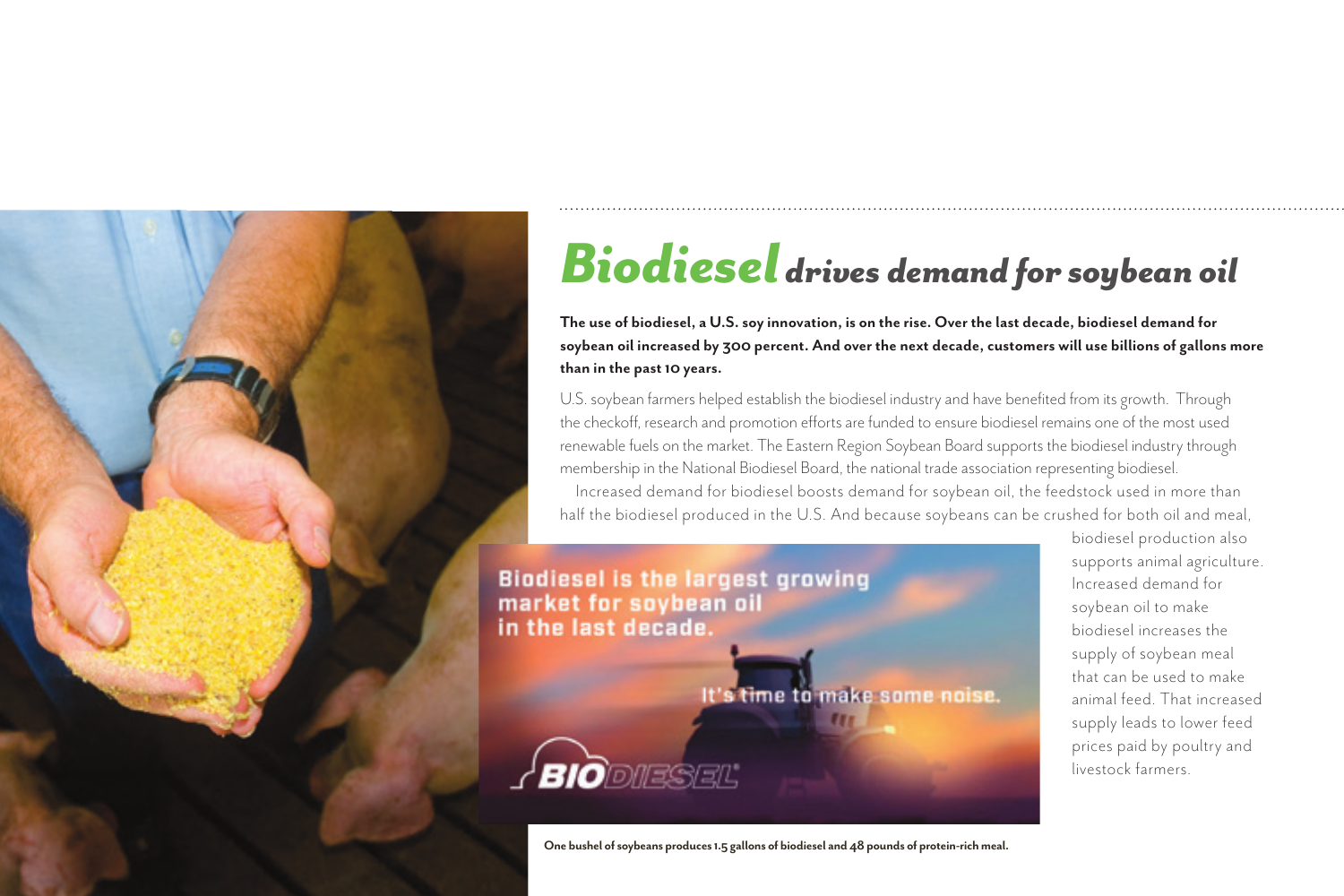# Biodiesel drives demand for soybean oil

**The use of biodiesel, a U.S. soy innovation, is on the rise. Over the last decade, biodiesel demand for soybean oil increased by 300 percent. And over the next decade, customers will use billions of gallons more than in the past 10 years.**

U.S. soybean farmers helped establish the biodiesel industry and have benefited from its growth. Through the checkoff, research and promotion efforts are funded to ensure biodiesel remains one of the most used renewable fuels on the market. The Eastern Region Soybean Board supports the biodiesel industry through membership in the National Biodiesel Board, the national trade association representing biodiesel.

Increased demand for biodiesel boosts demand for soybean oil, the feedstock used in more than half the biodiesel produced in the U.S. And because soybeans can be crushed for both oil and meal, biodiesel production also supports animal agriculture. Increased demand for soybean oil to make biodiesel increases the supply of soybean meal that can be used to make animal feed. That increased supply leads to lower feed prices paid by poultry and livestock farmers.

Biodiesel is the largest growing market for soybean oil in the last decade.

It's time to make some noise.

BIODIESEL

**One bushel of soybeans produces 1.5 gallons of biodiesel and 48 pounds of protein-rich meal.**